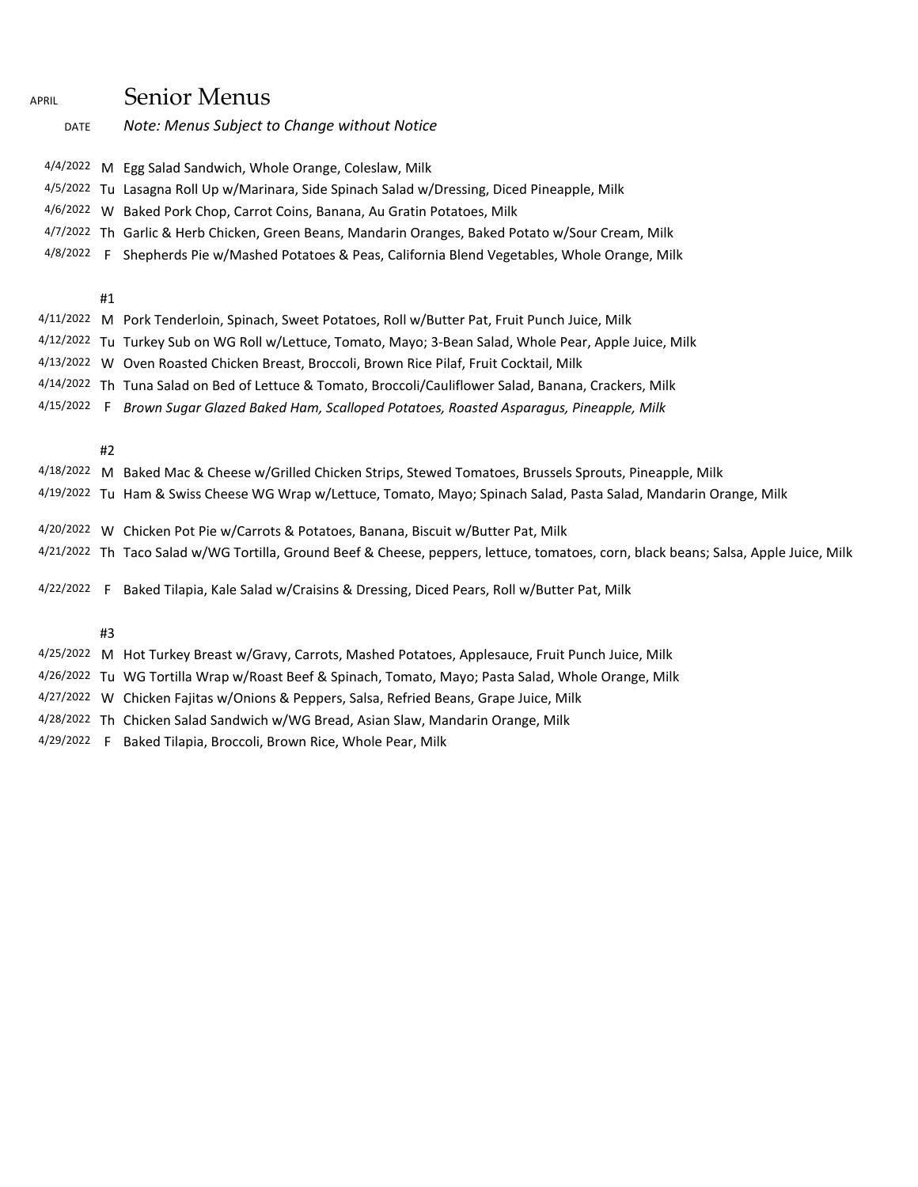APRIL

# Senior Menus

DATE *Note: Menus Subject to Change without Notice*

| Date | Day | Menu |
|---|---|---|
| 4/4/2022 | M | Egg Salad Sandwich, Whole Orange, Coleslaw, Milk |
| 4/5/2022 | Tu | Lasagna Roll Up w/Marinara, Side Spinach Salad w/Dressing, Diced Pineapple, Milk |
| 4/6/2022 | W | Baked Pork Chop, Carrot Coins, Banana, Au Gratin Potatoes, Milk |
| 4/7/2022 | Th | Garlic & Herb Chicken, Green Beans, Mandarin Oranges, Baked Potato w/Sour Cream, Milk |
| 4/8/2022 | F | Shepherds Pie w/Mashed Potatoes & Peas, California Blend Vegetables, Whole Orange, Milk |

#1

| Date | Day | Menu |
|---|---|---|
| 4/11/2022 | M | Pork Tenderloin, Spinach, Sweet Potatoes, Roll w/Butter Pat, Fruit Punch Juice, Milk |
| 4/12/2022 | Tu | Turkey Sub on WG Roll w/Lettuce, Tomato, Mayo; 3-Bean Salad, Whole Pear, Apple Juice, Milk |
| 4/13/2022 | W | Oven Roasted Chicken Breast, Broccoli, Brown Rice Pilaf, Fruit Cocktail, Milk |
| 4/14/2022 | Th | Tuna Salad on Bed of Lettuce & Tomato, Broccoli/Cauliflower Salad, Banana, Crackers, Milk |
| 4/15/2022 | F | *Brown Sugar Glazed Baked Ham, Scalloped Potatoes, Roasted Asparagus, Pineapple, Milk* |

#2

| Date | Day | Menu |
|---|---|---|
| 4/18/2022 | M | Baked Mac & Cheese w/Grilled Chicken Strips, Stewed Tomatoes, Brussels Sprouts, Pineapple, Milk |
| 4/19/2022 | Tu | Ham & Swiss Cheese WG Wrap w/Lettuce, Tomato, Mayo; Spinach Salad, Pasta Salad, Mandarin Orange, Milk |
| 4/20/2022 | W | Chicken Pot Pie w/Carrots & Potatoes, Banana, Biscuit w/Butter Pat, Milk |
| 4/21/2022 | Th | Taco Salad w/WG Tortilla, Ground Beef & Cheese, peppers, lettuce, tomatoes, corn, black beans; Salsa, Apple Juice, Milk |
| 4/22/2022 | F | Baked Tilapia, Kale Salad w/Craisins & Dressing, Diced Pears, Roll w/Butter Pat, Milk |

#3

| Date | Day | Menu |
|---|---|---|
| 4/25/2022 | M | Hot Turkey Breast w/Gravy, Carrots, Mashed Potatoes, Applesauce, Fruit Punch Juice, Milk |
| 4/26/2022 | Tu | WG Tortilla Wrap w/Roast Beef & Spinach, Tomato, Mayo; Pasta Salad, Whole Orange, Milk |
| 4/27/2022 | W | Chicken Fajitas w/Onions & Peppers, Salsa, Refried Beans, Grape Juice, Milk |
| 4/28/2022 | Th | Chicken Salad Sandwich w/WG Bread, Asian Slaw, Mandarin Orange, Milk |
| 4/29/2022 | F | Baked Tilapia, Broccoli, Brown Rice, Whole Pear, Milk |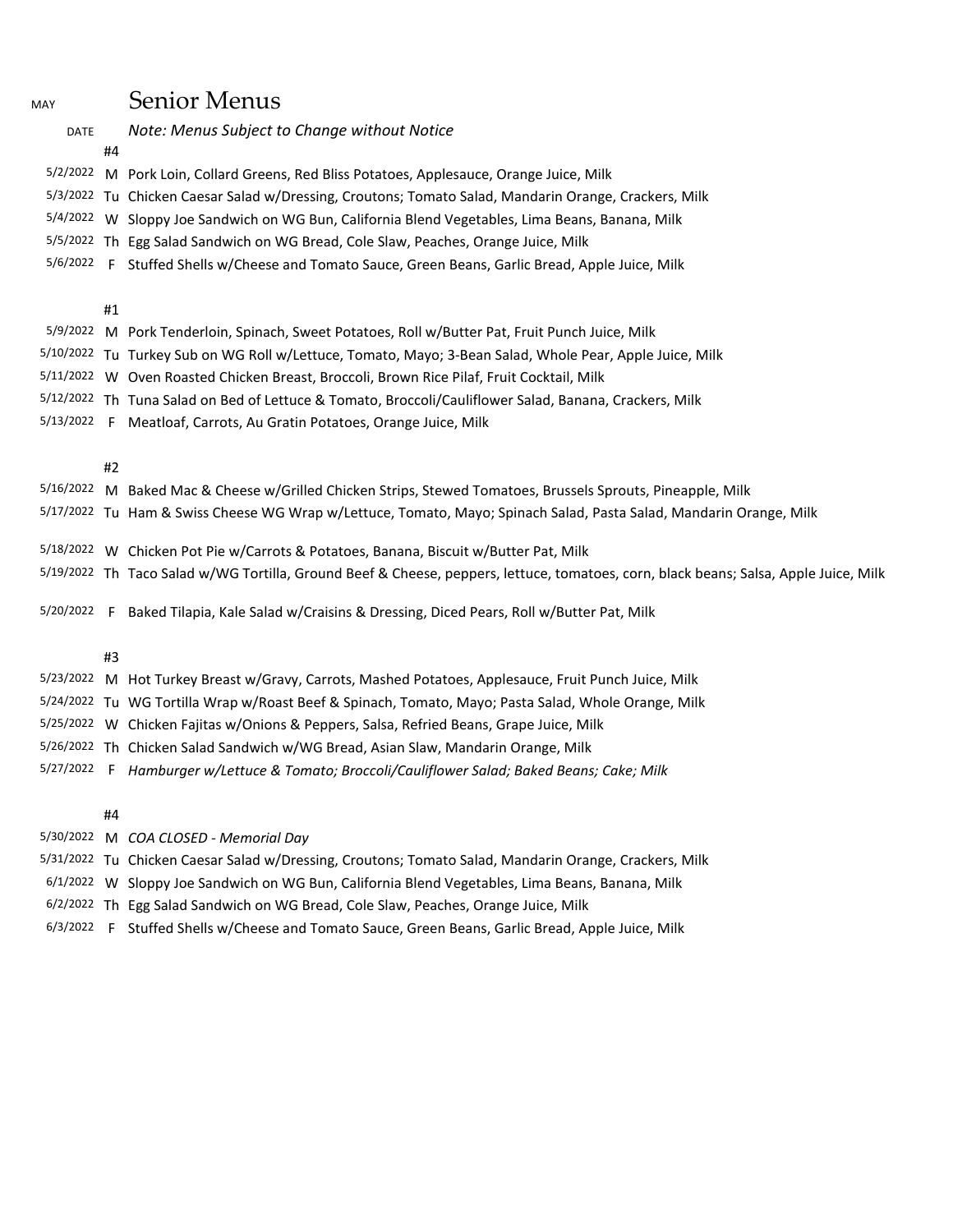MAY

# Senior Menus

DATE *Note: Menus Subject to Change without Notice*

#4

| Date | Day | Menu |
|---|---|---|
| 5/2/2022 | M | Pork Loin, Collard Greens, Red Bliss Potatoes, Applesauce, Orange Juice, Milk |
| 5/3/2022 | Tu | Chicken Caesar Salad w/Dressing, Croutons; Tomato Salad, Mandarin Orange, Crackers, Milk |
| 5/4/2022 | W | Sloppy Joe Sandwich on WG Bun, California Blend Vegetables, Lima Beans, Banana, Milk |
| 5/5/2022 | Th | Egg Salad Sandwich on WG Bread, Cole Slaw, Peaches, Orange Juice, Milk |
| 5/6/2022 | F | Stuffed Shells w/Cheese and Tomato Sauce, Green Beans, Garlic Bread, Apple Juice, Milk |

#1

| Date | Day | Menu |
|---|---|---|
| 5/9/2022 | M | Pork Tenderloin, Spinach, Sweet Potatoes, Roll w/Butter Pat, Fruit Punch Juice, Milk |
| 5/10/2022 | Tu | Turkey Sub on WG Roll w/Lettuce, Tomato, Mayo; 3-Bean Salad, Whole Pear, Apple Juice, Milk |
| 5/11/2022 | W | Oven Roasted Chicken Breast, Broccoli, Brown Rice Pilaf, Fruit Cocktail, Milk |
| 5/12/2022 | Th | Tuna Salad on Bed of Lettuce & Tomato, Broccoli/Cauliflower Salad, Banana, Crackers, Milk |
| 5/13/2022 | F | Meatloaf, Carrots, Au Gratin Potatoes, Orange Juice, Milk |

#2

| Date | Day | Menu |
|---|---|---|
| 5/16/2022 | M | Baked Mac & Cheese w/Grilled Chicken Strips, Stewed Tomatoes, Brussels Sprouts, Pineapple, Milk |
| 5/17/2022 | Tu | Ham & Swiss Cheese WG Wrap w/Lettuce, Tomato, Mayo; Spinach Salad, Pasta Salad, Mandarin Orange, Milk |
| 5/18/2022 | W | Chicken Pot Pie w/Carrots & Potatoes, Banana, Biscuit w/Butter Pat, Milk |
| 5/19/2022 | Th | Taco Salad w/WG Tortilla, Ground Beef & Cheese, peppers, lettuce, tomatoes, corn, black beans; Salsa, Apple Juice, Milk |
| 5/20/2022 | F | Baked Tilapia, Kale Salad w/Craisins & Dressing, Diced Pears, Roll w/Butter Pat, Milk |

#3

| Date | Day | Menu |
|---|---|---|
| 5/23/2022 | M | Hot Turkey Breast w/Gravy, Carrots, Mashed Potatoes, Applesauce, Fruit Punch Juice, Milk |
| 5/24/2022 | Tu | WG Tortilla Wrap w/Roast Beef & Spinach, Tomato, Mayo; Pasta Salad, Whole Orange, Milk |
| 5/25/2022 | W | Chicken Fajitas w/Onions & Peppers, Salsa, Refried Beans, Grape Juice, Milk |
| 5/26/2022 | Th | Chicken Salad Sandwich w/WG Bread, Asian Slaw, Mandarin Orange, Milk |
| 5/27/2022 | F | *Hamburger w/Lettuce & Tomato; Broccoli/Cauliflower Salad; Baked Beans; Cake; Milk* |

#4

| Date | Day | Menu |
|---|---|---|
| 5/30/2022 | M | *COA CLOSED - Memorial Day* |
| 5/31/2022 | Tu | Chicken Caesar Salad w/Dressing, Croutons; Tomato Salad, Mandarin Orange, Crackers, Milk |
| 6/1/2022 | W | Sloppy Joe Sandwich on WG Bun, California Blend Vegetables, Lima Beans, Banana, Milk |
| 6/2/2022 | Th | Egg Salad Sandwich on WG Bread, Cole Slaw, Peaches, Orange Juice, Milk |
| 6/3/2022 | F | Stuffed Shells w/Cheese and Tomato Sauce, Green Beans, Garlic Bread, Apple Juice, Milk |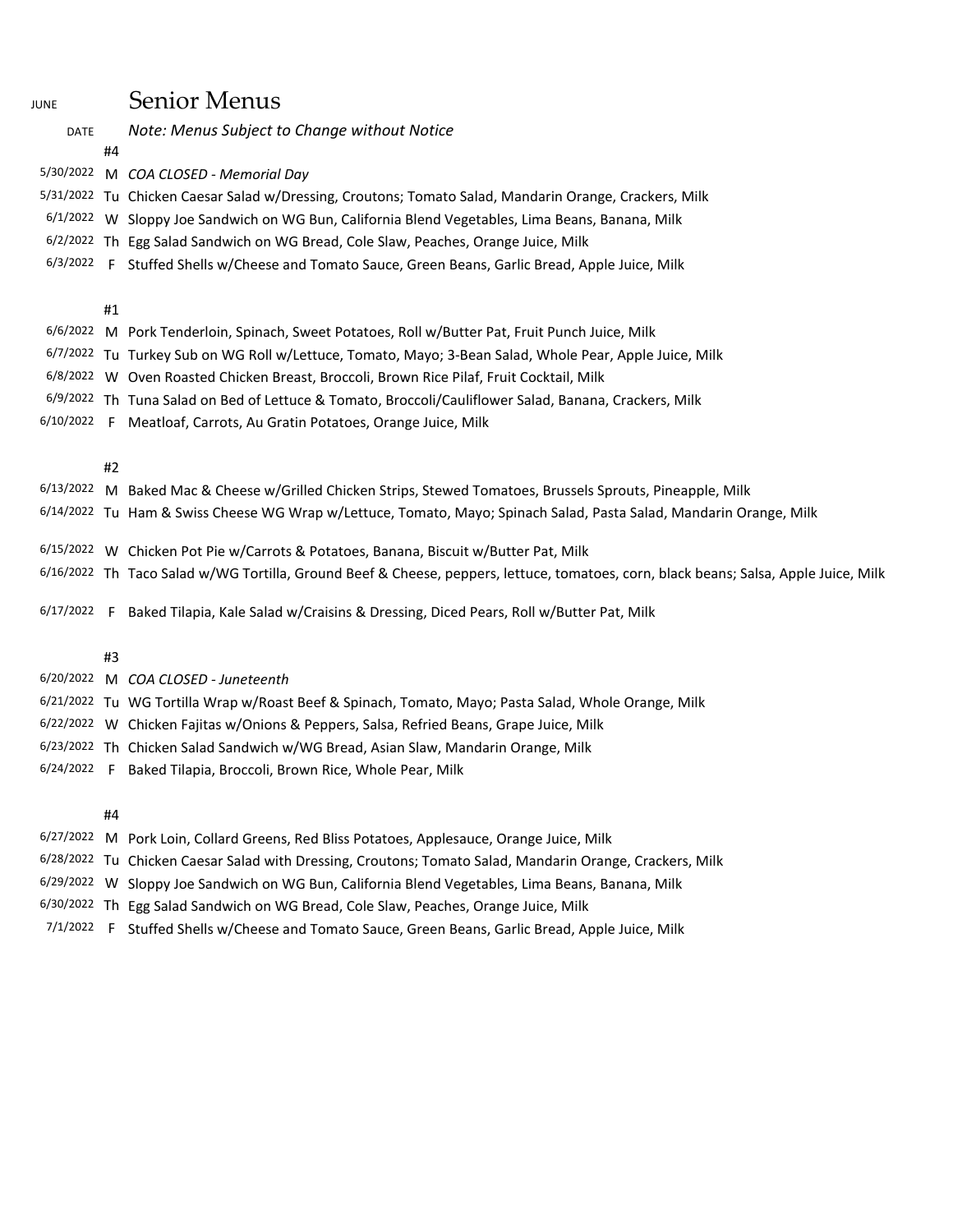JUNE

# Senior Menus

DATE *Note: Menus Subject to Change without Notice*

| | | |
|---|---|---|
| | | #4 |
| 5/30/2022 | M | *COA CLOSED - Memorial Day* |
| 5/31/2022 | Tu | Chicken Caesar Salad w/Dressing, Croutons; Tomato Salad, Mandarin Orange, Crackers, Milk |
| 6/1/2022 | W | Sloppy Joe Sandwich on WG Bun, California Blend Vegetables, Lima Beans, Banana, Milk |
| 6/2/2022 | Th | Egg Salad Sandwich on WG Bread, Cole Slaw, Peaches, Orange Juice, Milk |
| 6/3/2022 | F | Stuffed Shells w/Cheese and Tomato Sauce, Green Beans, Garlic Bread, Apple Juice, Milk |
| | | #1 |
| 6/6/2022 | M | Pork Tenderloin, Spinach, Sweet Potatoes, Roll w/Butter Pat, Fruit Punch Juice, Milk |
| 6/7/2022 | Tu | Turkey Sub on WG Roll w/Lettuce, Tomato, Mayo; 3-Bean Salad, Whole Pear, Apple Juice, Milk |
| 6/8/2022 | W | Oven Roasted Chicken Breast, Broccoli, Brown Rice Pilaf, Fruit Cocktail, Milk |
| 6/9/2022 | Th | Tuna Salad on Bed of Lettuce & Tomato, Broccoli/Cauliflower Salad, Banana, Crackers, Milk |
| 6/10/2022 | F | Meatloaf, Carrots, Au Gratin Potatoes, Orange Juice, Milk |
| | | #2 |
| 6/13/2022 | M | Baked Mac & Cheese w/Grilled Chicken Strips, Stewed Tomatoes, Brussels Sprouts, Pineapple, Milk |
| 6/14/2022 | Tu | Ham & Swiss Cheese WG Wrap w/Lettuce, Tomato, Mayo; Spinach Salad, Pasta Salad, Mandarin Orange, Milk |
| 6/15/2022 | W | Chicken Pot Pie w/Carrots & Potatoes, Banana, Biscuit w/Butter Pat, Milk |
| 6/16/2022 | Th | Taco Salad w/WG Tortilla, Ground Beef & Cheese, peppers, lettuce, tomatoes, corn, black beans; Salsa, Apple Juice, Milk |
| 6/17/2022 | F | Baked Tilapia, Kale Salad w/Craisins & Dressing, Diced Pears, Roll w/Butter Pat, Milk |
| | | #3 |
| 6/20/2022 | M | *COA CLOSED - Juneteenth* |
| 6/21/2022 | Tu | WG Tortilla Wrap w/Roast Beef & Spinach, Tomato, Mayo; Pasta Salad, Whole Orange, Milk |
| 6/22/2022 | W | Chicken Fajitas w/Onions & Peppers, Salsa, Refried Beans, Grape Juice, Milk |
| 6/23/2022 | Th | Chicken Salad Sandwich w/WG Bread, Asian Slaw, Mandarin Orange, Milk |
| 6/24/2022 | F | Baked Tilapia, Broccoli, Brown Rice, Whole Pear, Milk |
| | | #4 |
| 6/27/2022 | M | Pork Loin, Collard Greens, Red Bliss Potatoes, Applesauce, Orange Juice, Milk |
| 6/28/2022 | Tu | Chicken Caesar Salad with Dressing, Croutons; Tomato Salad, Mandarin Orange, Crackers, Milk |
| 6/29/2022 | W | Sloppy Joe Sandwich on WG Bun, California Blend Vegetables, Lima Beans, Banana, Milk |
| 6/30/2022 | Th | Egg Salad Sandwich on WG Bread, Cole Slaw, Peaches, Orange Juice, Milk |
| 7/1/2022 | F | Stuffed Shells w/Cheese and Tomato Sauce, Green Beans, Garlic Bread, Apple Juice, Milk |